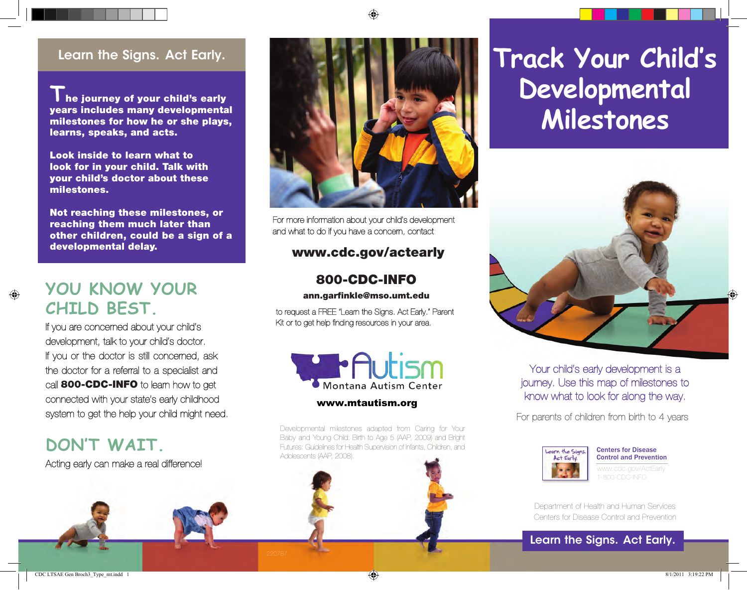## Learn the Signs. Act Early.

**The journey of your child's early years includes many developmental milestones for how he or she plays, learns, speaks, and acts.**

**Look inside to learn what to look for in your child. Talk with your child's doctor about these milestones.**

**Not reaching these milestones, or reaching them much later than other children, could be a sign of a developmental delay.**

## YOU KNOW YOUR CHILD BEST.

If you are concerned about your child's development, talk to your child's doctor. If you or the doctor is still concerned, ask the doctor for a referral to a specialist and call **800-CDC-INFO** to learn how to get connected with your state's early childhood system to get the help your child might need.

## DON'T WAIT.

Acting early can make a real difference!

For more information about your child's development and what to do if you have a concern, contact:

**www.cdc.gov/actearly**

**800-CDC-INFO**

**ann.garfinkle@mso.umt.edu**

to request a FREE "Learn the Signs. Act Early." Parent Kit or to get help finding resources in your area.

Autism
Montana Autism Center

**www.mtautism.org**

Developmental milestones adapted from Caring for Your Baby and Young Child: Birth to Age 5 (AAP, 2009) and Bright Futures: Guidelines for Health Supervision of Infants, Children, and Adolescents (AAP, 2008).

220787

# Track Your Child's Developmental Milestones

Your child's early development is a journey. Use this map of milestones to know what to look for along the way.

For parents of children from birth to 4 years

Learn the Signs. Act Early.

Centers for Disease Control and Prevention
www.cdc.gov/ActEarly
1-800-CDC-INFO

Department of Health and Human Services
Centers for Disease Control and Prevention

Learn the Signs. Act Early.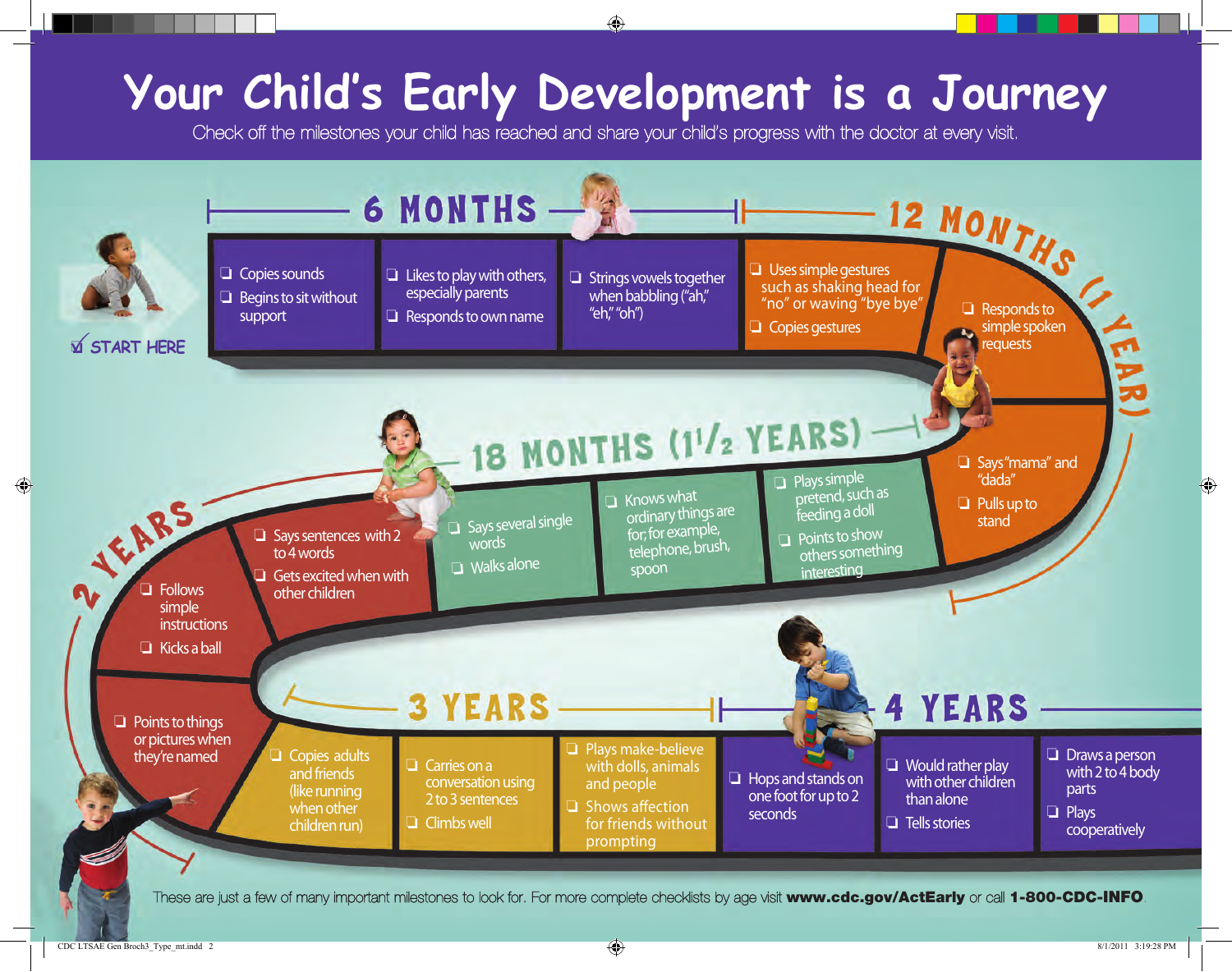# Your Child's Early Development is a Journey

Check off the milestones your child has reached and share your child's progress with the doctor at every visit.

☑ START HERE

## 6 MONTHS

- ❑ Copies sounds
- ❑ Begins to sit without support
- ❑ Likes to play with others, especially parents
- ❑ Responds to own name
- ❑ Strings vowels together when babbling ("ah," "eh," "oh")

## 12 MONTHS (1 YEAR)

- ❑ Uses simple gestures such as shaking head for "no" or waving "bye bye"
- ❑ Copies gestures
- ❑ Responds to simple spoken requests
- ❑ Says "mama" and "dada"
- ❑ Pulls up to stand

## 18 MONTHS (1 1/2 YEARS)

- ❑ Plays simple pretend, such as feeding a doll
- ❑ Points to show others something interesting
- ❑ Knows what ordinary things are for; for example, telephone, brush, spoon
- ❑ Says several single words
- ❑ Walks alone

## 2 YEARS

- ❑ Says sentences with 2 to 4 words
- ❑ Gets excited when with other children
- ❑ Follows simple instructions
- ❑ Kicks a ball
- ❑ Points to things or pictures when they're named

## 3 YEARS

- ❑ Copies adults and friends (like running when other children run)
- ❑ Carries on a conversation using 2 to 3 sentences
- ❑ Climbs well
- ❑ Plays make-believe with dolls, animals and people
- ❑ Shows affection for friends without prompting

## 4 YEARS

- ❑ Hops and stands on one foot for up to 2 seconds
- ❑ Would rather play with other children than alone
- ❑ Tells stories
- ❑ Draws a person with 2 to 4 body parts
- ❑ Plays cooperatively

These are just a few of many important milestones to look for. For more complete checklists by age visit **www.cdc.gov/ActEarly** or call **1-800-CDC-INFO**.